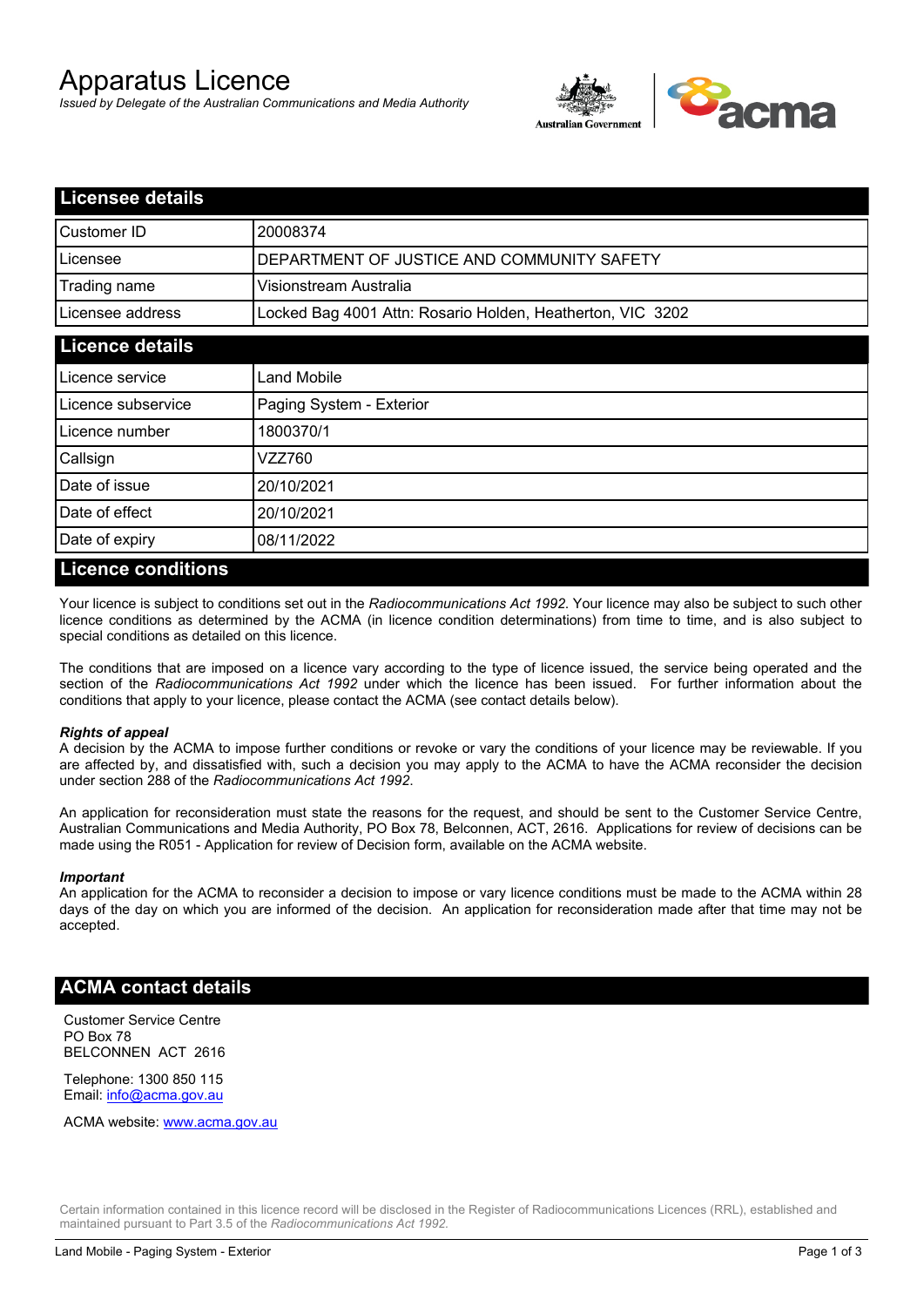# Apparatus Licence

*Issued by Delegate of the Australian Communications and Media Authority*

## Licensee details

| | |
|---|---|
| Customer ID | 20008374 |
| Licensee | DEPARTMENT OF JUSTICE AND COMMUNITY SAFETY |
| Trading name | Visionstream Australia |
| Licensee address | Locked Bag 4001 Attn: Rosario Holden, Heatherton, VIC 3202 |

## Licence details

| | |
|---|---|
| Licence service | Land Mobile |
| Licence subservice | Paging System - Exterior |
| Licence number | 1800370/1 |
| Callsign | VZZ760 |
| Date of issue | 20/10/2021 |
| Date of effect | 20/10/2021 |
| Date of expiry | 08/11/2022 |

## Licence conditions

Your licence is subject to conditions set out in the *Radiocommunications Act 1992*. Your licence may also be subject to such other licence conditions as determined by the ACMA (in licence condition determinations) from time to time, and is also subject to special conditions as detailed on this licence.

The conditions that are imposed on a licence vary according to the type of licence issued, the service being operated and the section of the *Radiocommunications Act 1992* under which the licence has been issued. For further information about the conditions that apply to your licence, please contact the ACMA (see contact details below).

***Rights of appeal***

A decision by the ACMA to impose further conditions or revoke or vary the conditions of your licence may be reviewable. If you are affected by, and dissatisfied with, such a decision you may apply to the ACMA to have the ACMA reconsider the decision under section 288 of the *Radiocommunications Act 1992*.

An application for reconsideration must state the reasons for the request, and should be sent to the Customer Service Centre, Australian Communications and Media Authority, PO Box 78, Belconnen, ACT, 2616. Applications for review of decisions can be made using the R051 - Application for review of Decision form, available on the ACMA website.

***Important***

An application for the ACMA to reconsider a decision to impose or vary licence conditions must be made to the ACMA within 28 days of the day on which you are informed of the decision. An application for reconsideration made after that time may not be accepted.

## ACMA contact details

Customer Service Centre
PO Box 78
BELCONNEN ACT 2616

Telephone: 1300 850 115
Email: info@acma.gov.au

ACMA website: www.acma.gov.au

Certain information contained in this licence record will be disclosed in the Register of Radiocommunications Licences (RRL), established and maintained pursuant to Part 3.5 of the *Radiocommunications Act 1992.*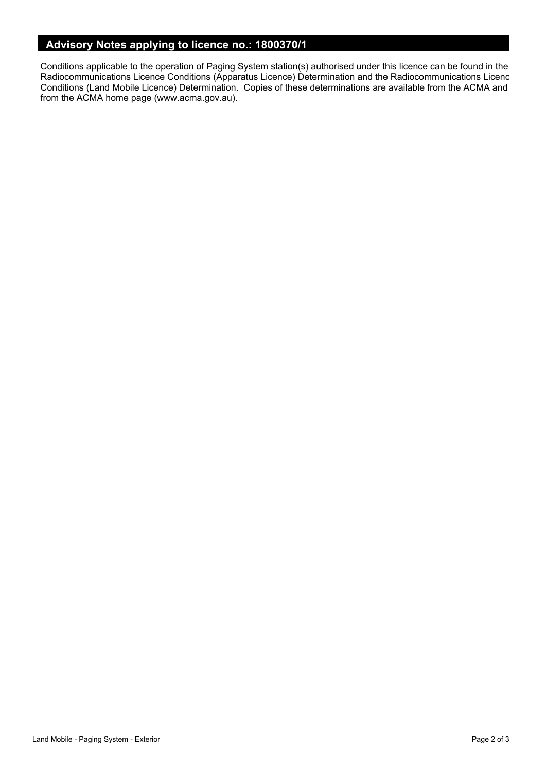## Advisory Notes applying to licence no.: 1800370/1

Conditions applicable to the operation of Paging System station(s) authorised under this licence can be found in the Radiocommunications Licence Conditions (Apparatus Licence) Determination and the Radiocommunications Licenc Conditions (Land Mobile Licence) Determination. Copies of these determinations are available from the ACMA and from the ACMA home page (www.acma.gov.au).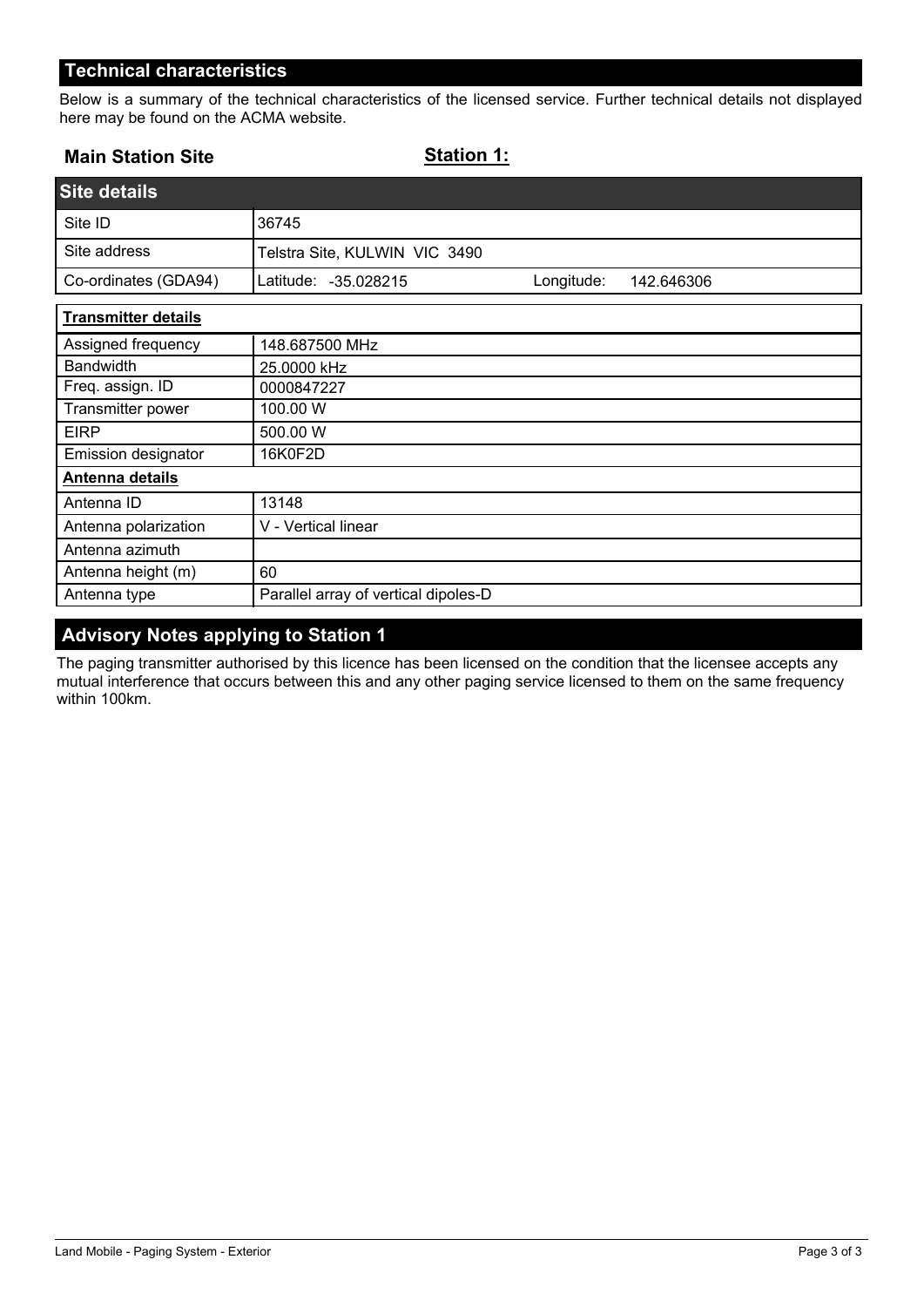## Technical characteristics

Below is a summary of the technical characteristics of the licensed service. Further technical details not displayed here may be found on the ACMA website.

**Main Station Site** **Station 1:**

| Site details | |
|---|---|
| Site ID | 36745 |
| Site address | Telstra Site, KULWIN VIC 3490 |
| Co-ordinates (GDA94) | Latitude: -35.028215 Longitude: 142.646306 |

| **Transmitter details** | |
|---|---|
| Assigned frequency | 148.687500 MHz |
| Bandwidth | 25.0000 kHz |
| Freq. assign. ID | 0000847227 |
| Transmitter power | 100.00 W |
| EIRP | 500.00 W |
| Emission designator | 16K0F2D |
| **Antenna details** | |
| Antenna ID | 13148 |
| Antenna polarization | V - Vertical linear |
| Antenna azimuth | |
| Antenna height (m) | 60 |
| Antenna type | Parallel array of vertical dipoles-D |

## Advisory Notes applying to Station 1

The paging transmitter authorised by this licence has been licensed on the condition that the licensee accepts any mutual interference that occurs between this and any other paging service licensed to them on the same frequency within 100km.